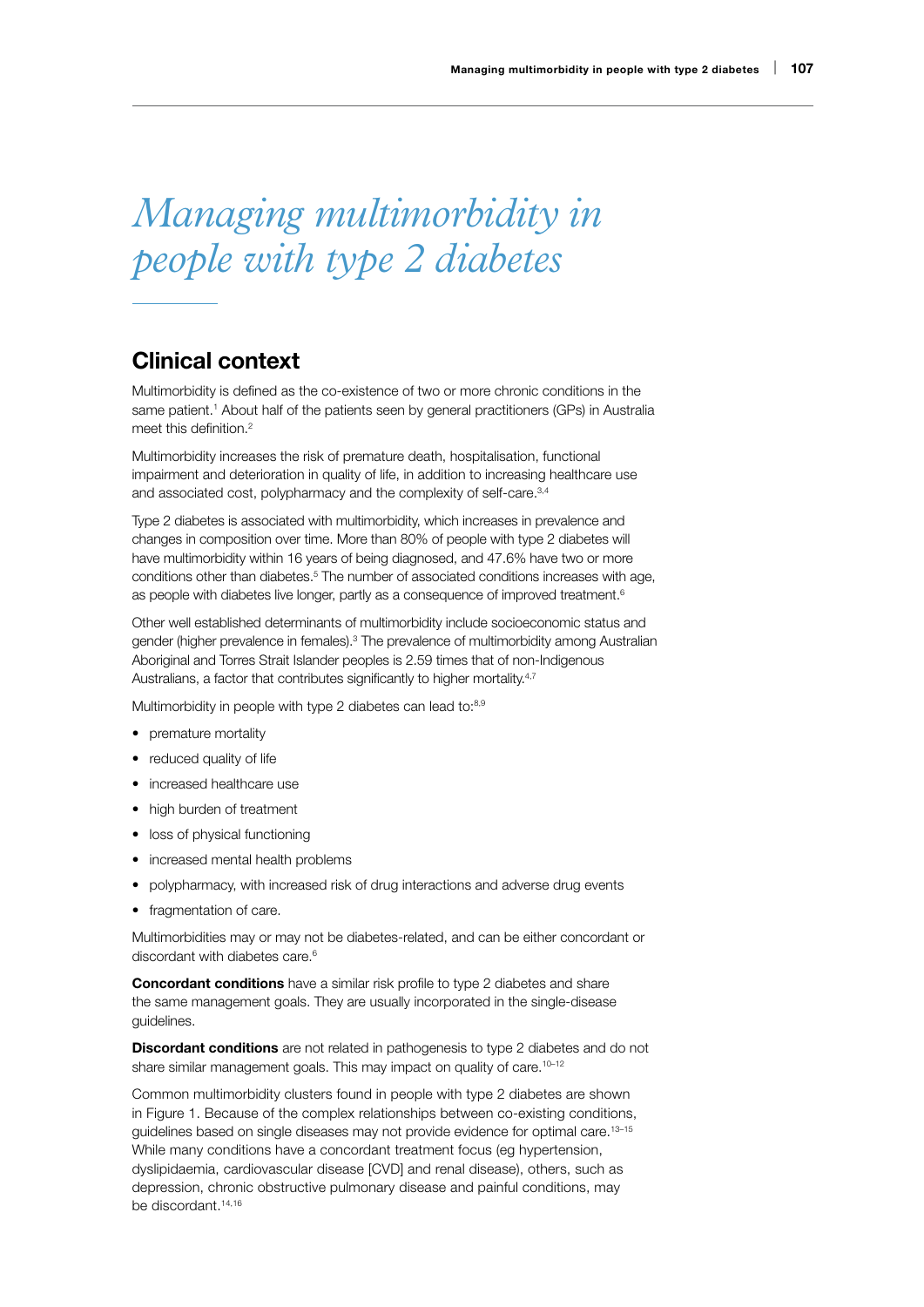# *Managing multimorbidity in people with type 2 diabetes*

## Clinical context

Multimorbidity is defined as the co-existence of two or more chronic conditions in the same patient.[1] About half of the patients seen by general practitioners (GPs) in Australia meet this definition.[2]

Multimorbidity increases the risk of premature death, hospitalisation, functional impairment and deterioration in quality of life, in addition to increasing healthcare use and associated cost, polypharmacy and the complexity of self-care.[3,4]

Type 2 diabetes is associated with multimorbidity, which increases in prevalence and changes in composition over time. More than 80% of people with type 2 diabetes will have multimorbidity within 16 years of being diagnosed, and 47.6% have two or more conditions other than diabetes.[5] The number of associated conditions increases with age, as people with diabetes live longer, partly as a consequence of improved treatment.[6]

Other well established determinants of multimorbidity include socioeconomic status and gender (higher prevalence in females).[3] The prevalence of multimorbidity among Australian Aboriginal and Torres Strait Islander peoples is 2.59 times that of non-Indigenous Australians, a factor that contributes significantly to higher mortality.[4,7]

Multimorbidity in people with type 2 diabetes can lead to:[8,9]

- premature mortality
- reduced quality of life
- increased healthcare use
- high burden of treatment
- loss of physical functioning
- increased mental health problems
- polypharmacy, with increased risk of drug interactions and adverse drug events
- fragmentation of care.

Multimorbidities may or may not be diabetes-related, and can be either concordant or discordant with diabetes care.[6]

**Concordant conditions** have a similar risk profile to type 2 diabetes and share the same management goals. They are usually incorporated in the single-disease guidelines.

**Discordant conditions** are not related in pathogenesis to type 2 diabetes and do not share similar management goals. This may impact on quality of care.[10–12]

Common multimorbidity clusters found in people with type 2 diabetes are shown in Figure 1. Because of the complex relationships between co-existing conditions, guidelines based on single diseases may not provide evidence for optimal care.[13–15] While many conditions have a concordant treatment focus (eg hypertension, dyslipidaemia, cardiovascular disease [CVD] and renal disease), others, such as depression, chronic obstructive pulmonary disease and painful conditions, may be discordant.[14,16]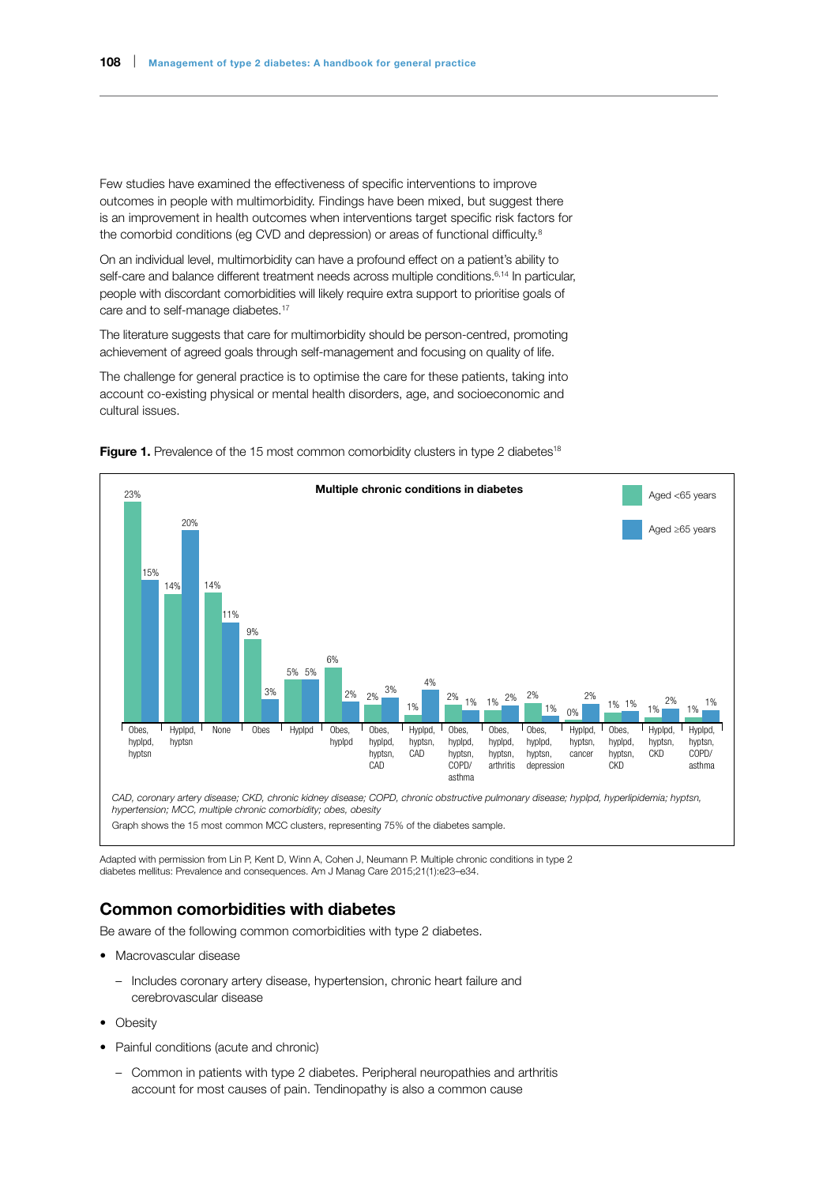Few studies have examined the effectiveness of specific interventions to improve outcomes in people with multimorbidity. Findings have been mixed, but suggest there is an improvement in health outcomes when interventions target specific risk factors for the comorbid conditions (eg CVD and depression) or areas of functional difficulty.[8]

On an individual level, multimorbidity can have a profound effect on a patient's ability to self-care and balance different treatment needs across multiple conditions.[6,14] In particular, people with discordant comorbidities will likely require extra support to prioritise goals of care and to self-manage diabetes.[17]

The literature suggests that care for multimorbidity should be person-centred, promoting achievement of agreed goals through self-management and focusing on quality of life.

The challenge for general practice is to optimise the care for these patients, taking into account co-existing physical or mental health disorders, age, and socioeconomic and cultural issues.

**Figure 1.** Prevalence of the 15 most common comorbidity clusters in type 2 diabetes[18]

**Multiple chronic conditions in diabetes**

| Comorbidity cluster | Aged <65 years | Aged ≥65 years |
|---|---|---|
| Obes, hyplpd, hyptsn | 23% | 15% |
| Hyplpd, hyptsn | 14% | 20% |
| None | 14% | 11% |
| Obes | 9% | 3% |
| Hyplpd | 5% | 5% |
| Obes, hyplpd | 6% | 2% |
| Obes, hyplpd, hyptsn, CAD | 2% | 3% |
| Hyplpd, hyptsn, CAD | 1% | 4% |
| Obes, hyplpd, hyptsn, COPD/asthma | 2% | 1% |
| Obes, hyplpd, hyptsn, arthritis | 1% | 2% |
| Obes, hyplpd, hyptsn, depression | 2% | 1% |
| Hyplpd, hyptsn, cancer | 0% | 2% |
| Obes, hyplpd, hyptsn, CKD | 1% | 1% |
| Hyplpd, hyptsn, CKD | 1% | 2% |
| Hyplpd, hyptsn, COPD/asthma | 1% | 1% |

*CAD, coronary artery disease; CKD, chronic kidney disease; COPD, chronic obstructive pulmonary disease; hyplpd, hyperlipidemia; hyptsn, hypertension; MCC, multiple chronic comorbidity; obes, obesity*

Graph shows the 15 most common MCC clusters, representing 75% of the diabetes sample.

Adapted with permission from Lin P, Kent D, Winn A, Cohen J, Neumann P. Multiple chronic conditions in type 2 diabetes mellitus: Prevalence and consequences. Am J Manag Care 2015;21(1):e23–e34.

## Common comorbidities with diabetes

Be aware of the following common comorbidities with type 2 diabetes.

- Macrovascular disease
  - Includes coronary artery disease, hypertension, chronic heart failure and cerebrovascular disease
- Obesity
- Painful conditions (acute and chronic)
  - Common in patients with type 2 diabetes. Peripheral neuropathies and arthritis account for most causes of pain. Tendinopathy is also a common cause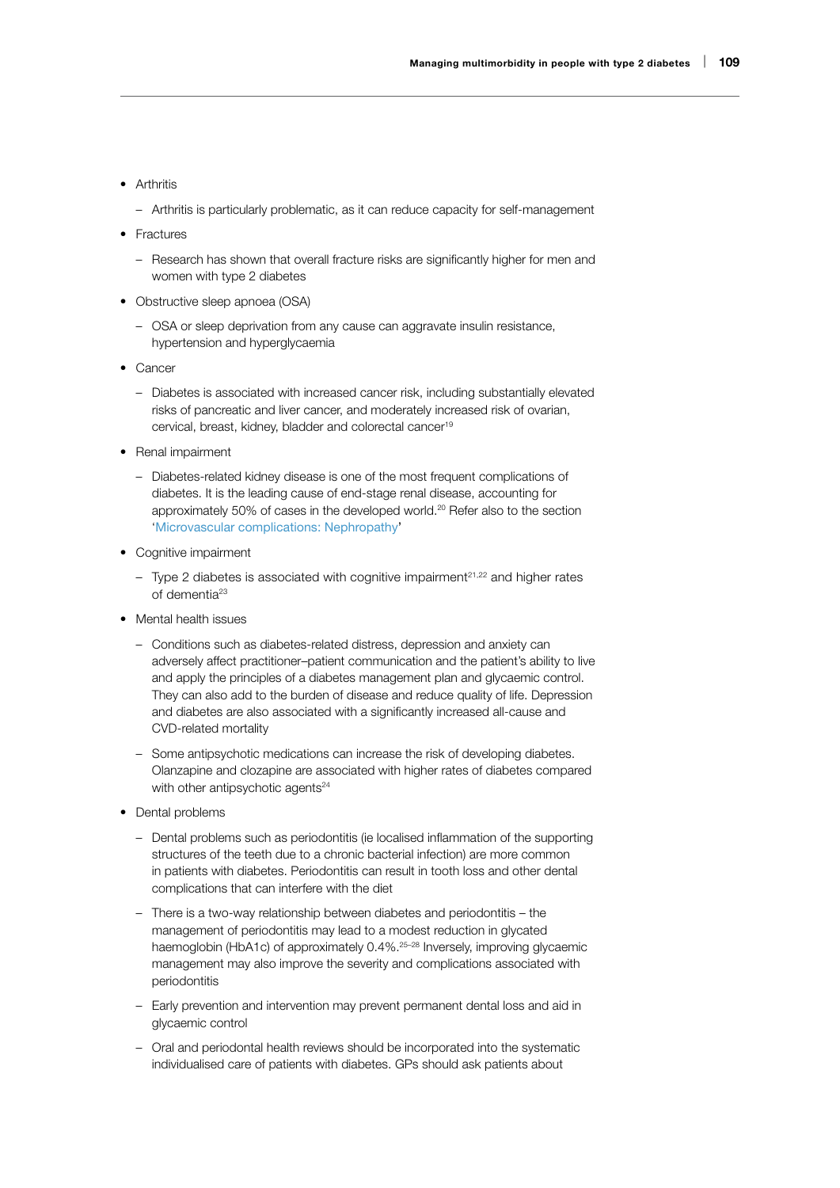- Arthritis
  - Arthritis is particularly problematic, as it can reduce capacity for self-management
- Fractures
  - Research has shown that overall fracture risks are significantly higher for men and women with type 2 diabetes
- Obstructive sleep apnoea (OSA)
  - OSA or sleep deprivation from any cause can aggravate insulin resistance, hypertension and hyperglycaemia
- Cancer
  - Diabetes is associated with increased cancer risk, including substantially elevated risks of pancreatic and liver cancer, and moderately increased risk of ovarian, cervical, breast, kidney, bladder and colorectal cancer[19]
- Renal impairment
  - Diabetes-related kidney disease is one of the most frequent complications of diabetes. It is the leading cause of end-stage renal disease, accounting for approximately 50% of cases in the developed world.[20] Refer also to the section 'Microvascular complications: Nephropathy'
- Cognitive impairment
  - Type 2 diabetes is associated with cognitive impairment[21,22] and higher rates of dementia[23]
- Mental health issues
  - Conditions such as diabetes-related distress, depression and anxiety can adversely affect practitioner–patient communication and the patient's ability to live and apply the principles of a diabetes management plan and glycaemic control. They can also add to the burden of disease and reduce quality of life. Depression and diabetes are also associated with a significantly increased all-cause and CVD-related mortality
  - Some antipsychotic medications can increase the risk of developing diabetes. Olanzapine and clozapine are associated with higher rates of diabetes compared with other antipsychotic agents[24]
- Dental problems
  - Dental problems such as periodontitis (ie localised inflammation of the supporting structures of the teeth due to a chronic bacterial infection) are more common in patients with diabetes. Periodontitis can result in tooth loss and other dental complications that can interfere with the diet
  - There is a two-way relationship between diabetes and periodontitis – the management of periodontitis may lead to a modest reduction in glycated haemoglobin (HbA1c) of approximately 0.4%.[25–28] Inversely, improving glycaemic management may also improve the severity and complications associated with periodontitis
  - Early prevention and intervention may prevent permanent dental loss and aid in glycaemic control
  - Oral and periodontal health reviews should be incorporated into the systematic individualised care of patients with diabetes. GPs should ask patients about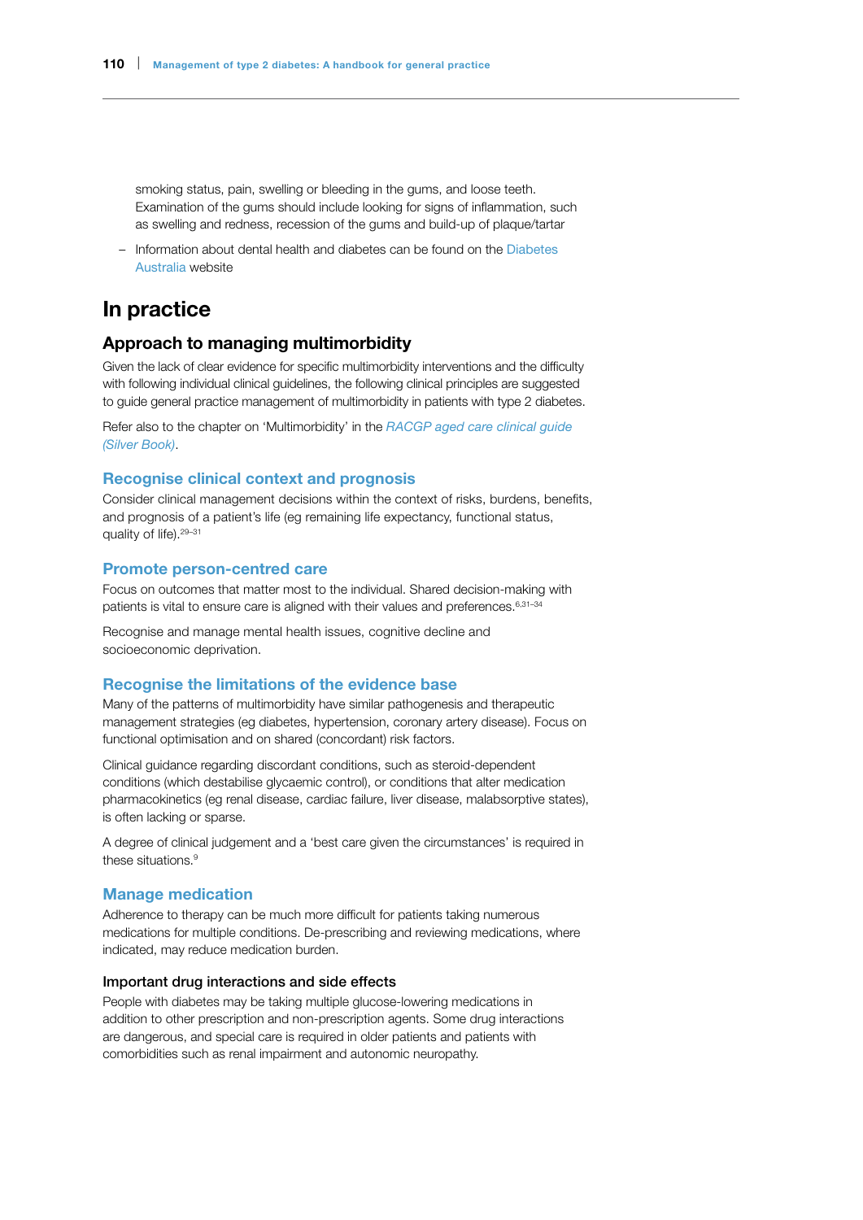smoking status, pain, swelling or bleeding in the gums, and loose teeth. Examination of the gums should include looking for signs of inflammation, such as swelling and redness, recession of the gums and build-up of plaque/tartar

- Information about dental health and diabetes can be found on the Diabetes Australia website

## In practice

### Approach to managing multimorbidity

Given the lack of clear evidence for specific multimorbidity interventions and the difficulty with following individual clinical guidelines, the following clinical principles are suggested to guide general practice management of multimorbidity in patients with type 2 diabetes.

Refer also to the chapter on 'Multimorbidity' in the *RACGP aged care clinical guide (Silver Book)*.

#### Recognise clinical context and prognosis

Consider clinical management decisions within the context of risks, burdens, benefits, and prognosis of a patient's life (eg remaining life expectancy, functional status, quality of life).[29–31]

#### Promote person-centred care

Focus on outcomes that matter most to the individual. Shared decision-making with patients is vital to ensure care is aligned with their values and preferences.[6,31–34]

Recognise and manage mental health issues, cognitive decline and socioeconomic deprivation.

#### Recognise the limitations of the evidence base

Many of the patterns of multimorbidity have similar pathogenesis and therapeutic management strategies (eg diabetes, hypertension, coronary artery disease). Focus on functional optimisation and on shared (concordant) risk factors.

Clinical guidance regarding discordant conditions, such as steroid-dependent conditions (which destabilise glycaemic control), or conditions that alter medication pharmacokinetics (eg renal disease, cardiac failure, liver disease, malabsorptive states), is often lacking or sparse.

A degree of clinical judgement and a 'best care given the circumstances' is required in these situations.[9]

#### Manage medication

Adherence to therapy can be much more difficult for patients taking numerous medications for multiple conditions. De-prescribing and reviewing medications, where indicated, may reduce medication burden.

##### Important drug interactions and side effects

People with diabetes may be taking multiple glucose-lowering medications in addition to other prescription and non-prescription agents. Some drug interactions are dangerous, and special care is required in older patients and patients with comorbidities such as renal impairment and autonomic neuropathy.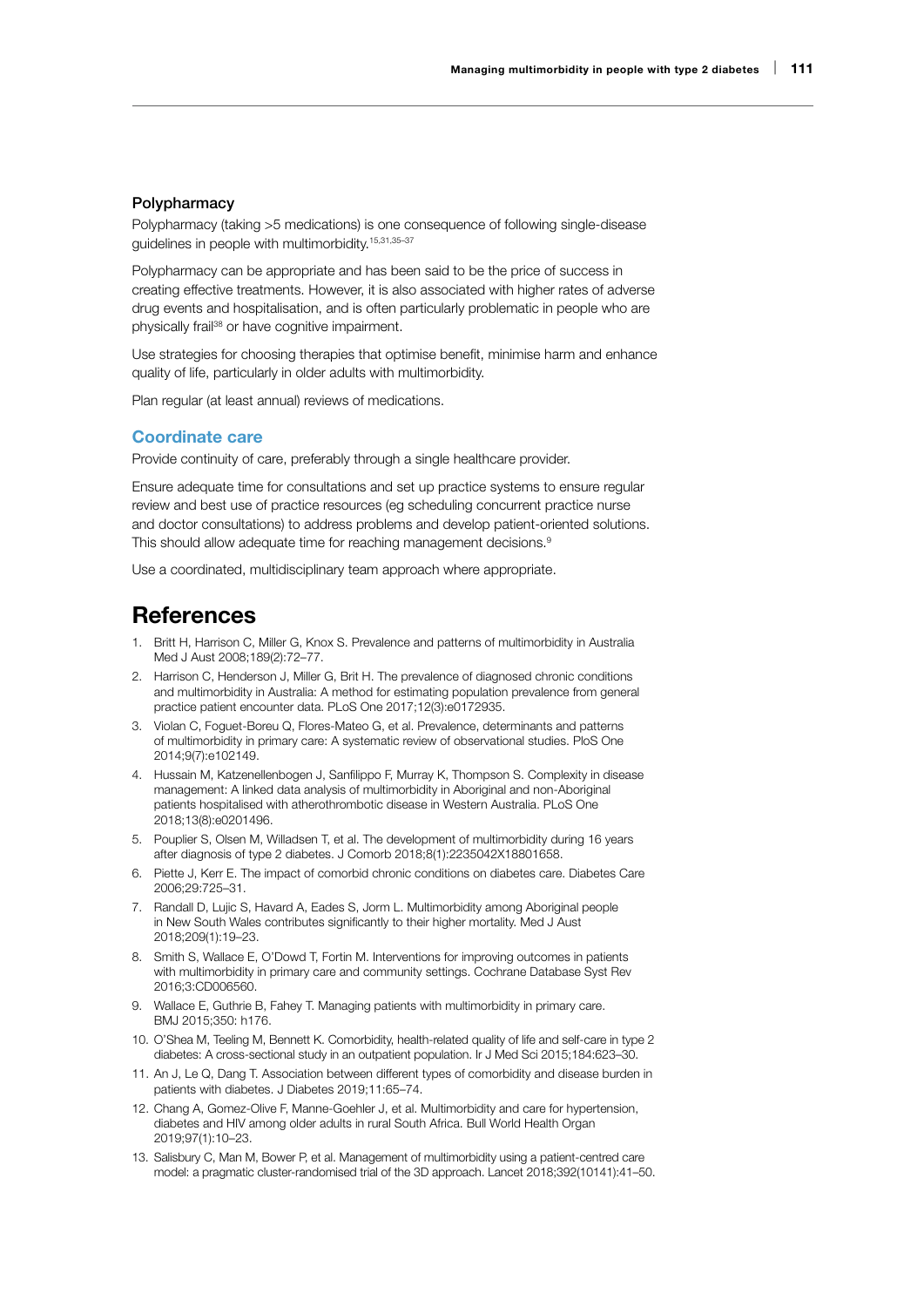### Polypharmacy

Polypharmacy (taking >5 medications) is one consequence of following single-disease guidelines in people with multimorbidity.[15,31,35–37]

Polypharmacy can be appropriate and has been said to be the price of success in creating effective treatments. However, it is also associated with higher rates of adverse drug events and hospitalisation, and is often particularly problematic in people who are physically frail[38] or have cognitive impairment.

Use strategies for choosing therapies that optimise benefit, minimise harm and enhance quality of life, particularly in older adults with multimorbidity.

Plan regular (at least annual) reviews of medications.

## Coordinate care

Provide continuity of care, preferably through a single healthcare provider.

Ensure adequate time for consultations and set up practice systems to ensure regular review and best use of practice resources (eg scheduling concurrent practice nurse and doctor consultations) to address problems and develop patient-oriented solutions. This should allow adequate time for reaching management decisions.[9]

Use a coordinated, multidisciplinary team approach where appropriate.

# References

1. Britt H, Harrison C, Miller G, Knox S. Prevalence and patterns of multimorbidity in Australia Med J Aust 2008;189(2):72–77.
2. Harrison C, Henderson J, Miller G, Brit H. The prevalence of diagnosed chronic conditions and multimorbidity in Australia: A method for estimating population prevalence from general practice patient encounter data. PLoS One 2017;12(3):e0172935.
3. Violan C, Foguet-Boreu Q, Flores-Mateo G, et al. Prevalence, determinants and patterns of multimorbidity in primary care: A systematic review of observational studies. PloS One 2014;9(7):e102149.
4. Hussain M, Katzenellenbogen J, Sanfilippo F, Murray K, Thompson S. Complexity in disease management: A linked data analysis of multimorbidity in Aboriginal and non-Aboriginal patients hospitalised with atherothrombotic disease in Western Australia. PLoS One 2018;13(8):e0201496.
5. Pouplier S, Olsen M, Willadsen T, et al. The development of multimorbidity during 16 years after diagnosis of type 2 diabetes. J Comorb 2018;8(1):2235042X18801658.
6. Piette J, Kerr E. The impact of comorbid chronic conditions on diabetes care. Diabetes Care 2006;29:725–31.
7. Randall D, Lujic S, Havard A, Eades S, Jorm L. Multimorbidity among Aboriginal people in New South Wales contributes significantly to their higher mortality. Med J Aust 2018;209(1):19–23.
8. Smith S, Wallace E, O'Dowd T, Fortin M. Interventions for improving outcomes in patients with multimorbidity in primary care and community settings. Cochrane Database Syst Rev 2016;3:CD006560.
9. Wallace E, Guthrie B, Fahey T. Managing patients with multimorbidity in primary care. BMJ 2015;350: h176.
10. O'Shea M, Teeling M, Bennett K. Comorbidity, health-related quality of life and self-care in type 2 diabetes: A cross-sectional study in an outpatient population. Ir J Med Sci 2015;184:623–30.
11. An J, Le Q, Dang T. Association between different types of comorbidity and disease burden in patients with diabetes. J Diabetes 2019;11:65–74.
12. Chang A, Gomez-Olive F, Manne-Goehler J, et al. Multimorbidity and care for hypertension, diabetes and HIV among older adults in rural South Africa. Bull World Health Organ 2019;97(1):10–23.
13. Salisbury C, Man M, Bower P, et al. Management of multimorbidity using a patient-centred care model: a pragmatic cluster-randomised trial of the 3D approach. Lancet 2018;392(10141):41–50.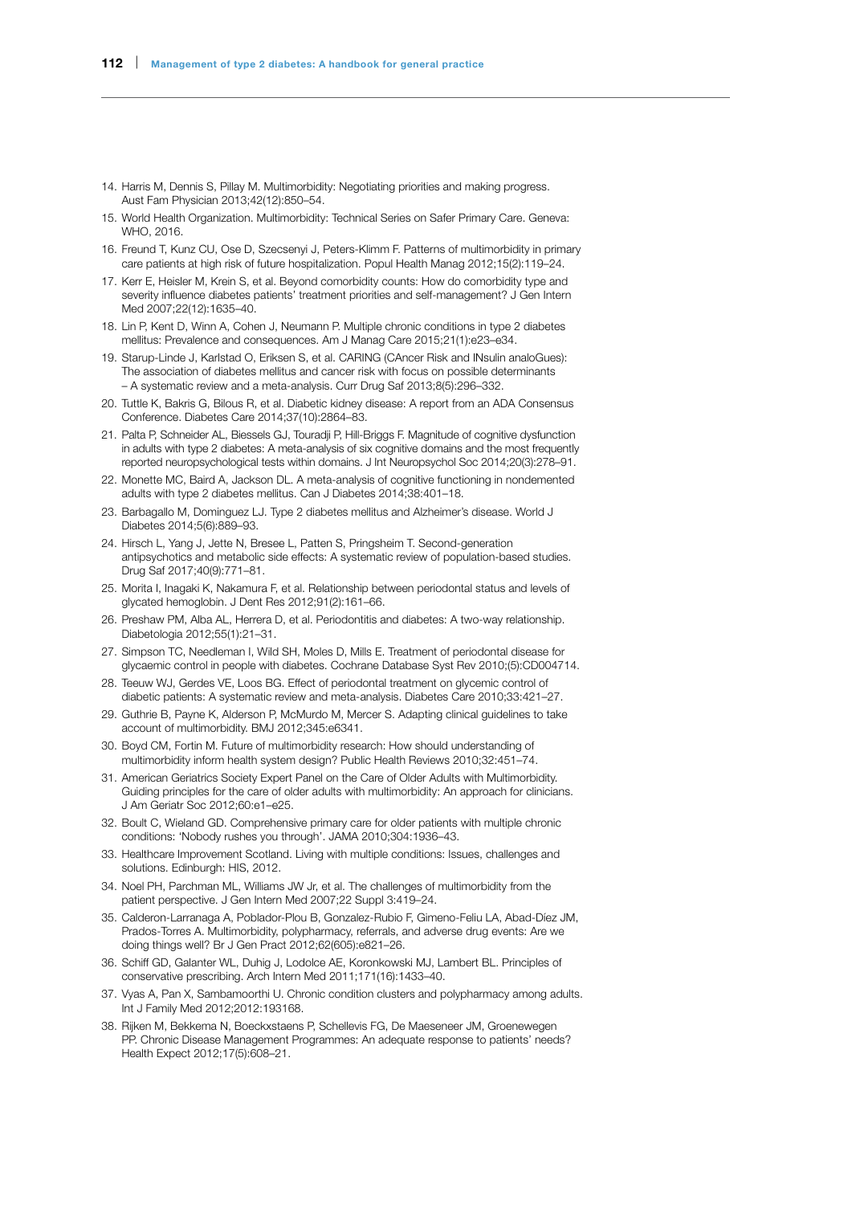14. Harris M, Dennis S, Pillay M. Multimorbidity: Negotiating priorities and making progress. Aust Fam Physician 2013;42(12):850–54.
15. World Health Organization. Multimorbidity: Technical Series on Safer Primary Care. Geneva: WHO, 2016.
16. Freund T, Kunz CU, Ose D, Szecsenyi J, Peters-Klimm F. Patterns of multimorbidity in primary care patients at high risk of future hospitalization. Popul Health Manag 2012;15(2):119–24.
17. Kerr E, Heisler M, Krein S, et al. Beyond comorbidity counts: How do comorbidity type and severity influence diabetes patients' treatment priorities and self-management? J Gen Intern Med 2007;22(12):1635–40.
18. Lin P, Kent D, Winn A, Cohen J, Neumann P. Multiple chronic conditions in type 2 diabetes mellitus: Prevalence and consequences. Am J Manag Care 2015;21(1):e23–e34.
19. Starup-Linde J, Karlstad O, Eriksen S, et al. CARING (CAncer Risk and INsulin analoGues): The association of diabetes mellitus and cancer risk with focus on possible determinants – A systematic review and a meta-analysis. Curr Drug Saf 2013;8(5):296–332.
20. Tuttle K, Bakris G, Bilous R, et al. Diabetic kidney disease: A report from an ADA Consensus Conference. Diabetes Care 2014;37(10):2864–83.
21. Palta P, Schneider AL, Biessels GJ, Touradji P, Hill-Briggs F. Magnitude of cognitive dysfunction in adults with type 2 diabetes: A meta-analysis of six cognitive domains and the most frequently reported neuropsychological tests within domains. J Int Neuropsychol Soc 2014;20(3):278–91.
22. Monette MC, Baird A, Jackson DL. A meta-analysis of cognitive functioning in nondemented adults with type 2 diabetes mellitus. Can J Diabetes 2014;38:401–18.
23. Barbagallo M, Dominguez LJ. Type 2 diabetes mellitus and Alzheimer's disease. World J Diabetes 2014;5(6):889–93.
24. Hirsch L, Yang J, Jette N, Bresee L, Patten S, Pringsheim T. Second-generation antipsychotics and metabolic side effects: A systematic review of population-based studies. Drug Saf 2017;40(9):771–81.
25. Morita I, Inagaki K, Nakamura F, et al. Relationship between periodontal status and levels of glycated hemoglobin. J Dent Res 2012;91(2):161–66.
26. Preshaw PM, Alba AL, Herrera D, et al. Periodontitis and diabetes: A two-way relationship. Diabetologia 2012;55(1):21–31.
27. Simpson TC, Needleman I, Wild SH, Moles D, Mills E. Treatment of periodontal disease for glycaemic control in people with diabetes. Cochrane Database Syst Rev 2010;(5):CD004714.
28. Teeuw WJ, Gerdes VE, Loos BG. Effect of periodontal treatment on glycemic control of diabetic patients: A systematic review and meta-analysis. Diabetes Care 2010;33:421–27.
29. Guthrie B, Payne K, Alderson P, McMurdo M, Mercer S. Adapting clinical guidelines to take account of multimorbidity. BMJ 2012;345:e6341.
30. Boyd CM, Fortin M. Future of multimorbidity research: How should understanding of multimorbidity inform health system design? Public Health Reviews 2010;32:451–74.
31. American Geriatrics Society Expert Panel on the Care of Older Adults with Multimorbidity. Guiding principles for the care of older adults with multimorbidity: An approach for clinicians. J Am Geriatr Soc 2012;60:e1–e25.
32. Boult C, Wieland GD. Comprehensive primary care for older patients with multiple chronic conditions: 'Nobody rushes you through'. JAMA 2010;304:1936–43.
33. Healthcare Improvement Scotland. Living with multiple conditions: Issues, challenges and solutions. Edinburgh: HIS, 2012.
34. Noel PH, Parchman ML, Williams JW Jr, et al. The challenges of multimorbidity from the patient perspective. J Gen Intern Med 2007;22 Suppl 3:419–24.
35. Calderon-Larranaga A, Poblador-Plou B, Gonzalez-Rubio F, Gimeno-Feliu LA, Abad-Díez JM, Prados-Torres A. Multimorbidity, polypharmacy, referrals, and adverse drug events: Are we doing things well? Br J Gen Pract 2012;62(605):e821–26.
36. Schiff GD, Galanter WL, Duhig J, Lodolce AE, Koronkowski MJ, Lambert BL. Principles of conservative prescribing. Arch Intern Med 2011;171(16):1433–40.
37. Vyas A, Pan X, Sambamoorthi U. Chronic condition clusters and polypharmacy among adults. Int J Family Med 2012;2012:193168.
38. Rijken M, Bekkema N, Boeckxstaens P, Schellevis FG, De Maeseneer JM, Groenewegen PP. Chronic Disease Management Programmes: An adequate response to patients' needs? Health Expect 2012;17(5):608–21.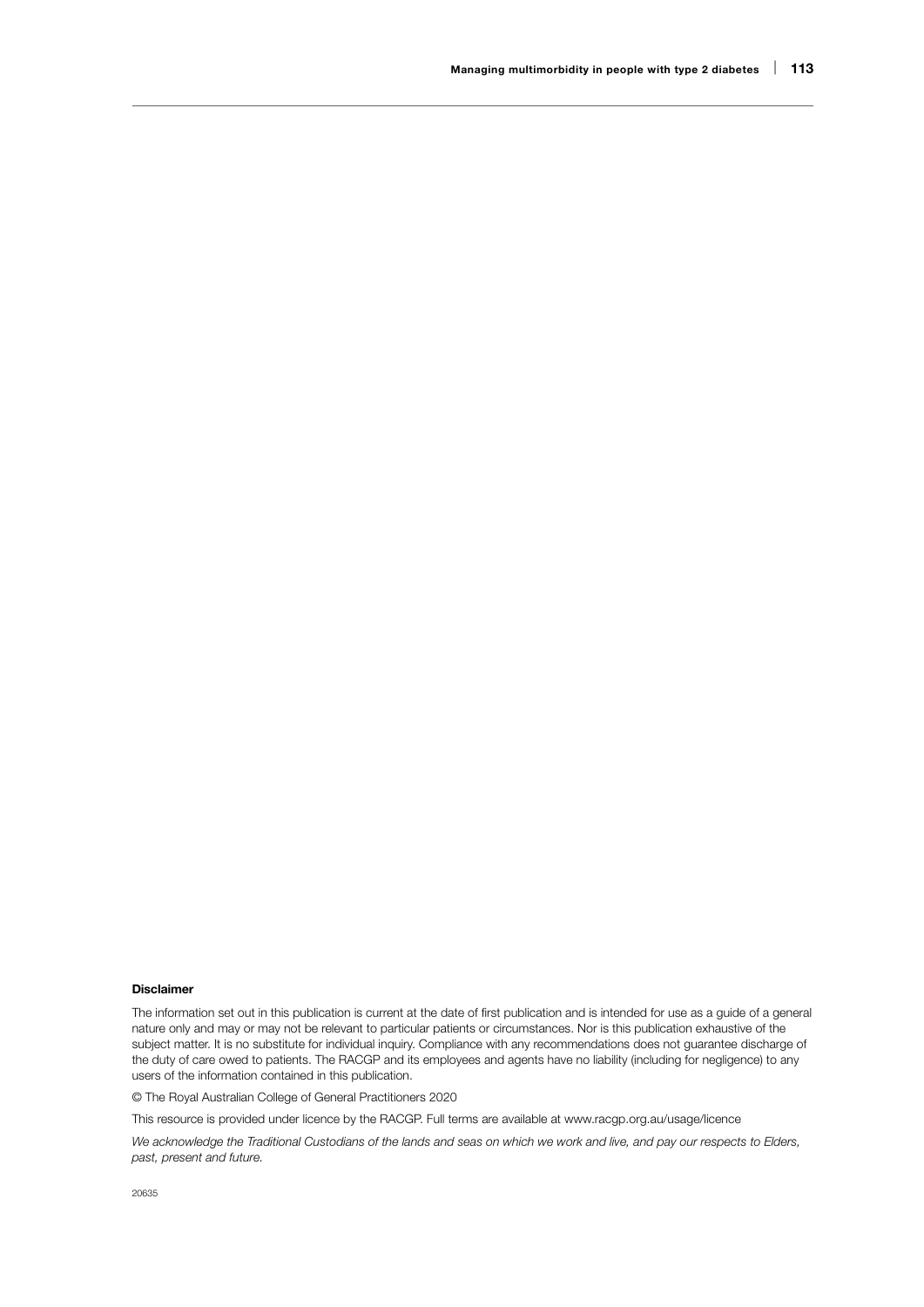**Disclaimer**

The information set out in this publication is current at the date of first publication and is intended for use as a guide of a general nature only and may or may not be relevant to particular patients or circumstances. Nor is this publication exhaustive of the subject matter. It is no substitute for individual inquiry. Compliance with any recommendations does not guarantee discharge of the duty of care owed to patients. The RACGP and its employees and agents have no liability (including for negligence) to any users of the information contained in this publication.

© The Royal Australian College of General Practitioners 2020

This resource is provided under licence by the RACGP. Full terms are available at www.racgp.org.au/usage/licence

*We acknowledge the Traditional Custodians of the lands and seas on which we work and live, and pay our respects to Elders, past, present and future.*

20635